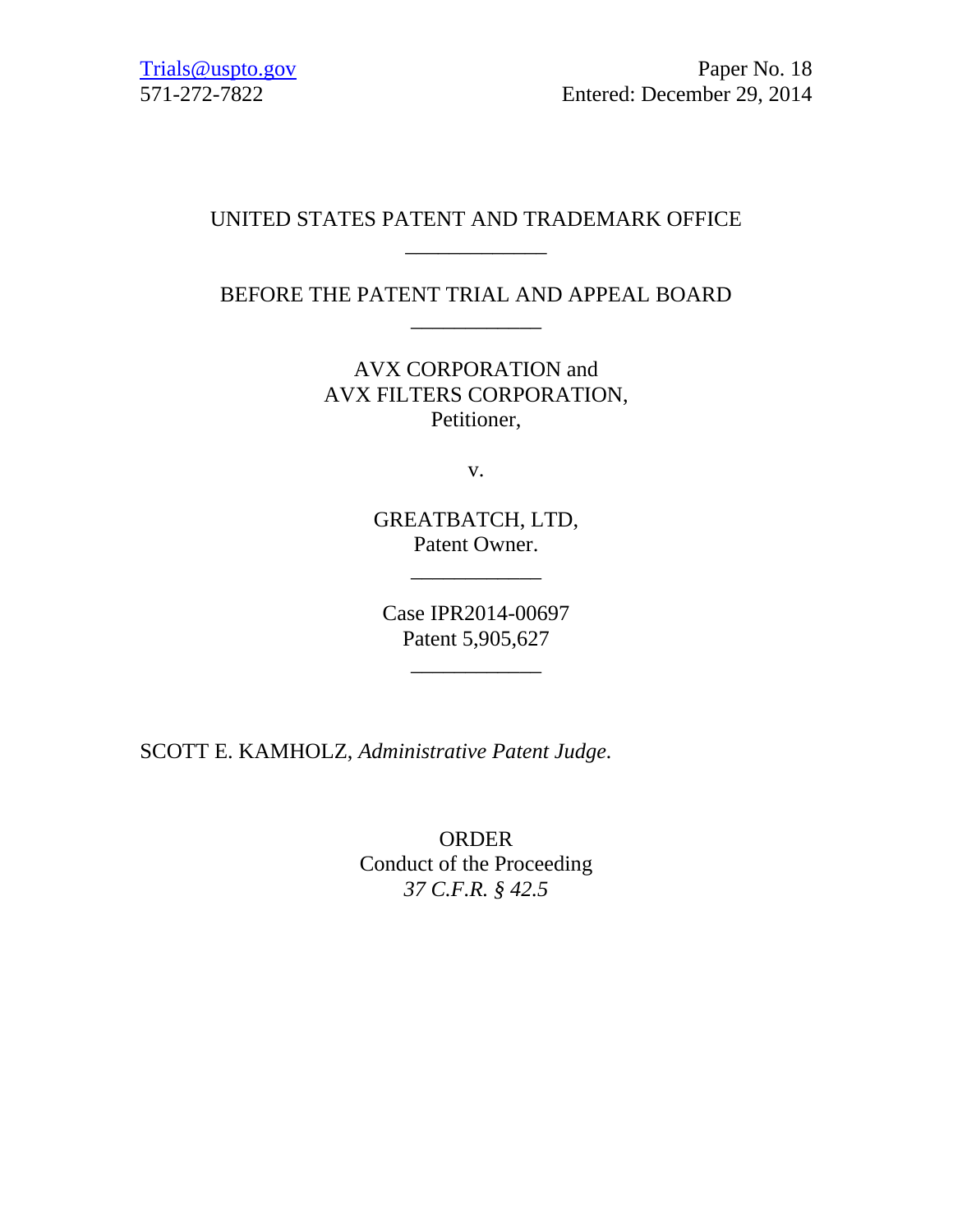Trials@uspto.gov
571-272-7822

Paper No. 18
Entered: December 29, 2014

UNITED STATES PATENT AND TRADEMARK OFFICE

\_\_\_\_\_\_\_\_\_\_\_\_

BEFORE THE PATENT TRIAL AND APPEAL BOARD

\_\_\_\_\_\_\_\_\_\_\_\_

AVX CORPORATION and
AVX FILTERS CORPORATION,
Petitioner,

v.

GREATBATCH, LTD,
Patent Owner.

\_\_\_\_\_\_\_\_\_\_\_\_

Case IPR2014-00697
Patent 5,905,627

\_\_\_\_\_\_\_\_\_\_\_\_

SCOTT E. KAMHOLZ, *Administrative Patent Judge.*

ORDER
Conduct of the Proceeding
*37 C.F.R. § 42.5*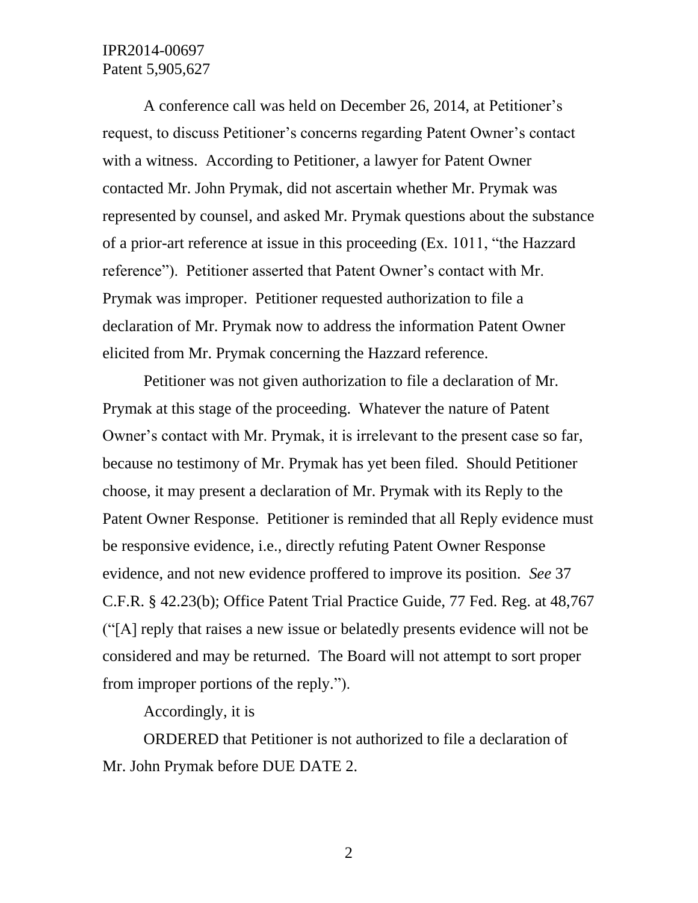A conference call was held on December 26, 2014, at Petitioner's request, to discuss Petitioner's concerns regarding Patent Owner's contact with a witness. According to Petitioner, a lawyer for Patent Owner contacted Mr. John Prymak, did not ascertain whether Mr. Prymak was represented by counsel, and asked Mr. Prymak questions about the substance of a prior-art reference at issue in this proceeding (Ex. 1011, "the Hazzard reference"). Petitioner asserted that Patent Owner's contact with Mr. Prymak was improper. Petitioner requested authorization to file a declaration of Mr. Prymak now to address the information Patent Owner elicited from Mr. Prymak concerning the Hazzard reference.

Petitioner was not given authorization to file a declaration of Mr. Prymak at this stage of the proceeding. Whatever the nature of Patent Owner's contact with Mr. Prymak, it is irrelevant to the present case so far, because no testimony of Mr. Prymak has yet been filed. Should Petitioner choose, it may present a declaration of Mr. Prymak with its Reply to the Patent Owner Response. Petitioner is reminded that all Reply evidence must be responsive evidence, i.e., directly refuting Patent Owner Response evidence, and not new evidence proffered to improve its position. *See* 37 C.F.R. § 42.23(b); Office Patent Trial Practice Guide, 77 Fed. Reg. at 48,767 ("[A] reply that raises a new issue or belatedly presents evidence will not be considered and may be returned. The Board will not attempt to sort proper from improper portions of the reply.").

Accordingly, it is

ORDERED that Petitioner is not authorized to file a declaration of Mr. John Prymak before DUE DATE 2.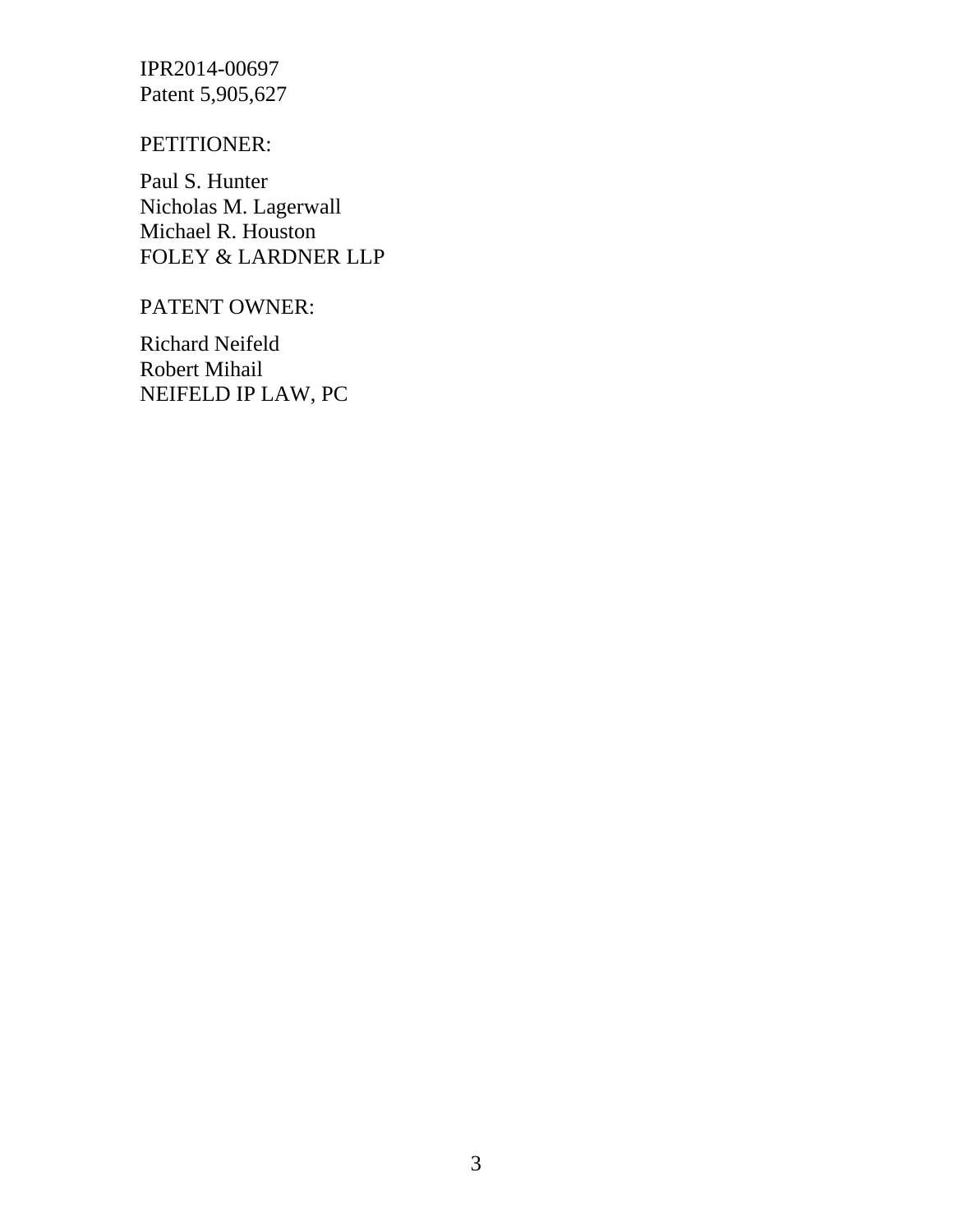IPR2014-00697
Patent 5,905,627

PETITIONER:

Paul S. Hunter
Nicholas M. Lagerwall
Michael R. Houston
FOLEY & LARDNER LLP

PATENT OWNER:

Richard Neifeld
Robert Mihail
NEIFELD IP LAW, PC